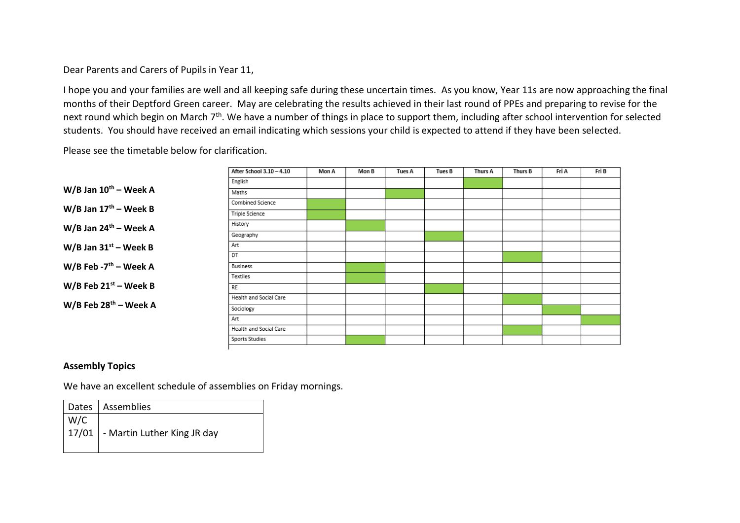Dear Parents and Carers of Pupils in Year 11,

I hope you and your families are well and all keeping safe during these uncertain times. As you know, Year 11s are now approaching the final months of their Deptford Green career. May are celebrating the results achieved in their last round of PPEs and preparing to revise for the next round which begin on March 7th. We have a number of things in place to support them, including after school intervention for selected students. You should have received an email indicating which sessions your child is expected to attend if they have been selected.

Please see the timetable below for clarification.

**W/B Jan 10th – Week A**

**W/B Jan 17th – Week B**

**W/B Jan 24th – Week A**

**W/B Jan 31st – Week B**

**W/B Feb -7th – Week A**

**W/B Feb 21st – Week B**

**W/B Feb 28th – Week A**

| After School 3.10 – 4.10 | Mon A | Mon B | Tues A | Tues B | Thurs A | Thurs B | Fri A | Fri B |
|---|---|---|---|---|---|---|---|---|
| English | | | | | ✓ | | | |
| Maths | | | ✓ | | | | | |
| Combined Science | ✓ | | | | | | | |
| Triple Science | ✓ | | | | | | | |
| History | | ✓ | | | | | | |
| Geography | | | | ✓ | | | | |
| Art | | | | | | | | |
| DT | | | | | | ✓ | | |
| Business | | ✓ | | | | | | |
| Textiles | | ✓ | | | | | | |
| RE | | | | ✓ | | | | |
| Health and Social Care | | | | | | ✓ | | |
| Sociology | | | | | | | ✓ | |
| Art | | | | | | | | ✓ |
| Health and Social Care | | | | | | ✓ | | |
| Sports Studies | | ✓ | | | | | | |

**Assembly Topics**

We have an excellent schedule of assemblies on Friday mornings.

| Dates | Assemblies |
|---|---|
| W/C 17/01 | - Martin Luther King JR day |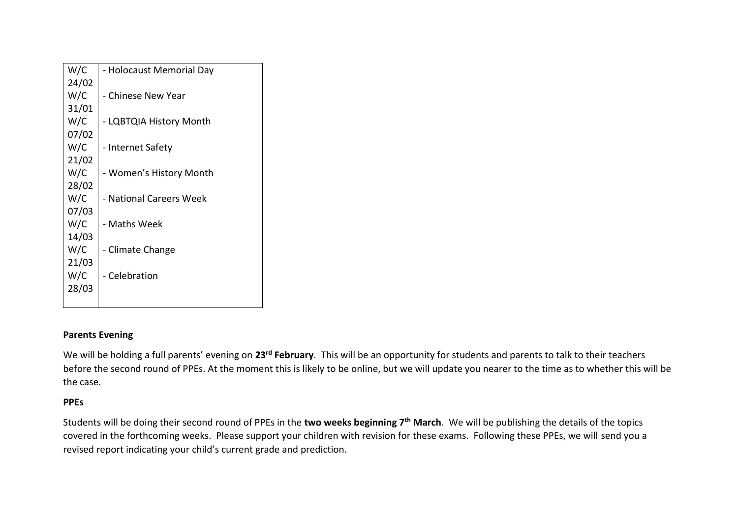| W/C 24/02 | - Holocaust Memorial Day |
|---|---|
| W/C 31/01 | - Chinese New Year |
| W/C 07/02 | - LQBTQIA History Month |
| W/C 21/02 | - Internet Safety |
| W/C 28/02 | - Women's History Month |
| W/C 07/03 | - National Careers Week |
| W/C 14/03 | - Maths Week |
| W/C 21/03 | - Climate Change |
| W/C 28/03 | - Celebration |

**Parents Evening**

We will be holding a full parents' evening on **23rd February**. This will be an opportunity for students and parents to talk to their teachers before the second round of PPEs. At the moment this is likely to be online, but we will update you nearer to the time as to whether this will be the case.

**PPEs**

Students will be doing their second round of PPEs in the **two weeks beginning 7th March**. We will be publishing the details of the topics covered in the forthcoming weeks. Please support your children with revision for these exams. Following these PPEs, we will send you a revised report indicating your child's current grade and prediction.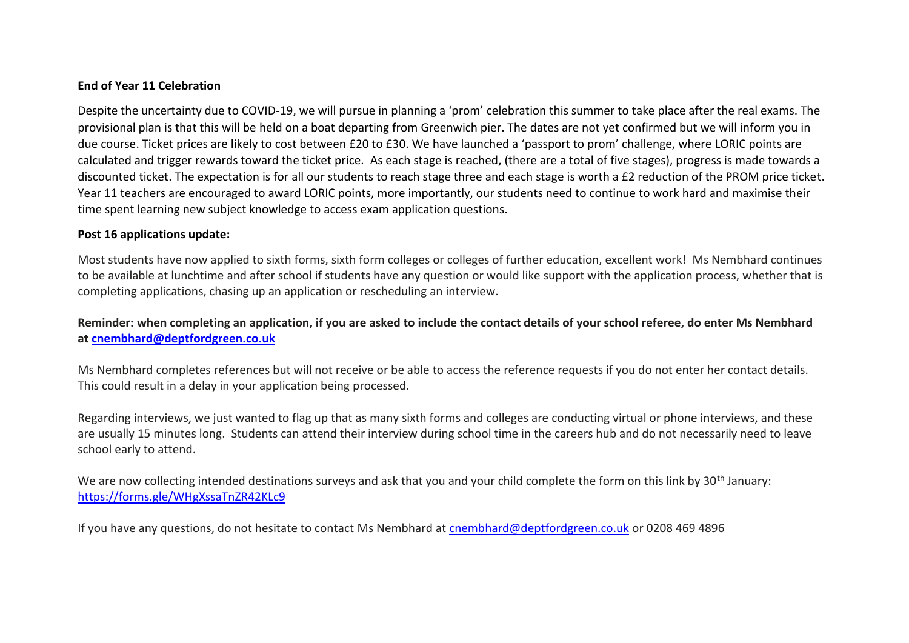**End of Year 11 Celebration**

Despite the uncertainty due to COVID-19, we will pursue in planning a 'prom' celebration this summer to take place after the real exams. The provisional plan is that this will be held on a boat departing from Greenwich pier. The dates are not yet confirmed but we will inform you in due course. Ticket prices are likely to cost between £20 to £30. We have launched a 'passport to prom' challenge, where LORIC points are calculated and trigger rewards toward the ticket price. As each stage is reached, (there are a total of five stages), progress is made towards a discounted ticket. The expectation is for all our students to reach stage three and each stage is worth a £2 reduction of the PROM price ticket. Year 11 teachers are encouraged to award LORIC points, more importantly, our students need to continue to work hard and maximise their time spent learning new subject knowledge to access exam application questions.

**Post 16 applications update:**

Most students have now applied to sixth forms, sixth form colleges or colleges of further education, excellent work! Ms Nembhard continues to be available at lunchtime and after school if students have any question or would like support with the application process, whether that is completing applications, chasing up an application or rescheduling an interview.

**Reminder: when completing an application, if you are asked to include the contact details of your school referee, do enter Ms Nembhard at [cnembhard@deptfordgreen.co.uk](mailto:cnembhard@deptfordgreen.co.uk)**

Ms Nembhard completes references but will not receive or be able to access the reference requests if you do not enter her contact details. This could result in a delay in your application being processed.

Regarding interviews, we just wanted to flag up that as many sixth forms and colleges are conducting virtual or phone interviews, and these are usually 15 minutes long. Students can attend their interview during school time in the careers hub and do not necessarily need to leave school early to attend.

We are now collecting intended destinations surveys and ask that you and your child complete the form on this link by 30th January: [https://forms.gle/WHgXssaTnZR42KLc9](https://forms.gle/WHgXssaTnZR42KLc9)

If you have any questions, do not hesitate to contact Ms Nembhard at [cnembhard@deptfordgreen.co.uk](mailto:cnembhard@deptfordgreen.co.uk) or 0208 469 4896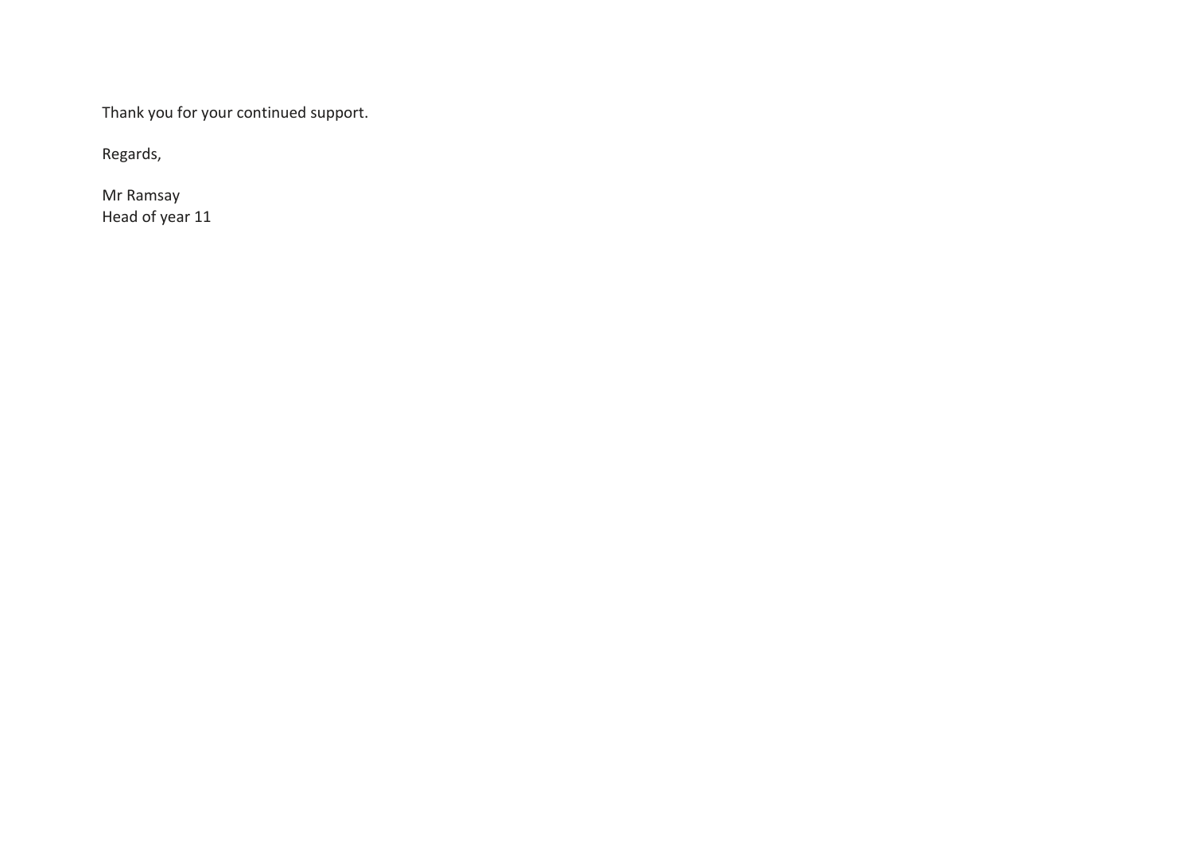Thank you for your continued support.

Regards,

Mr Ramsay  
Head of year 11